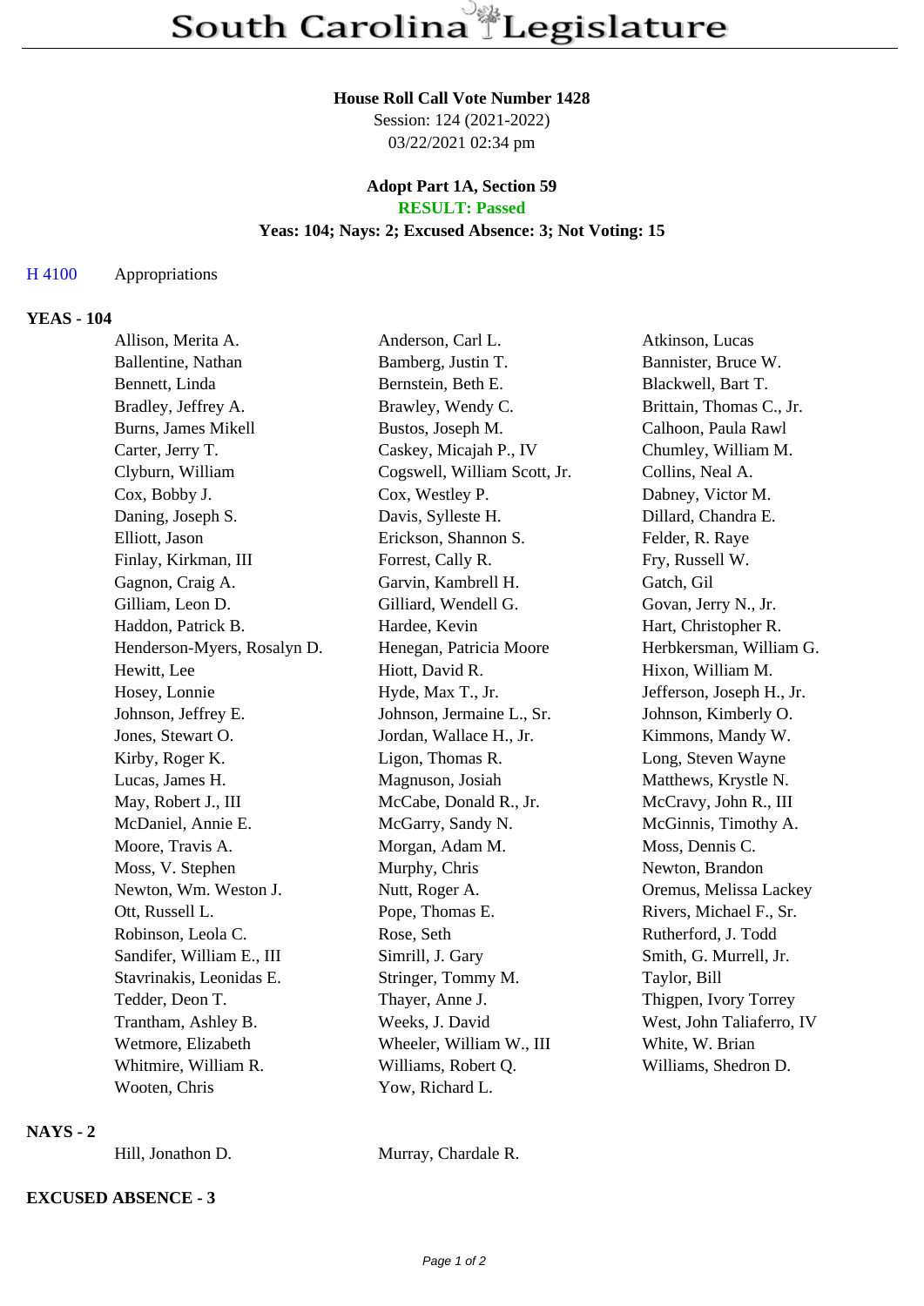# South Carolina Legislature

**House Roll Call Vote Number 1428**
Session: 124 (2021-2022)
03/22/2021 02:34 pm

**Adopt Part 1A, Section 59**
**RESULT: Passed**
**Yeas: 104; Nays: 2; Excused Absence: 3; Not Voting: 15**

H 4100 Appropriations

**YEAS - 104**

| | | |
|---|---|---|
| Allison, Merita A. | Anderson, Carl L. | Atkinson, Lucas |
| Ballentine, Nathan | Bamberg, Justin T. | Bannister, Bruce W. |
| Bennett, Linda | Bernstein, Beth E. | Blackwell, Bart T. |
| Bradley, Jeffrey A. | Brawley, Wendy C. | Brittain, Thomas C., Jr. |
| Burns, James Mikell | Bustos, Joseph M. | Calhoon, Paula Rawl |
| Carter, Jerry T. | Caskey, Micajah P., IV | Chumley, William M. |
| Clyburn, William | Cogswell, William Scott, Jr. | Collins, Neal A. |
| Cox, Bobby J. | Cox, Westley P. | Dabney, Victor M. |
| Daning, Joseph S. | Davis, Sylleste H. | Dillard, Chandra E. |
| Elliott, Jason | Erickson, Shannon S. | Felder, R. Raye |
| Finlay, Kirkman, III | Forrest, Cally R. | Fry, Russell W. |
| Gagnon, Craig A. | Garvin, Kambrell H. | Gatch, Gil |
| Gilliam, Leon D. | Gilliard, Wendell G. | Govan, Jerry N., Jr. |
| Haddon, Patrick B. | Hardee, Kevin | Hart, Christopher R. |
| Henderson-Myers, Rosalyn D. | Henegan, Patricia Moore | Herbkersman, William G. |
| Hewitt, Lee | Hiott, David R. | Hixon, William M. |
| Hosey, Lonnie | Hyde, Max T., Jr. | Jefferson, Joseph H., Jr. |
| Johnson, Jeffrey E. | Johnson, Jermaine L., Sr. | Johnson, Kimberly O. |
| Jones, Stewart O. | Jordan, Wallace H., Jr. | Kimmons, Mandy W. |
| Kirby, Roger K. | Ligon, Thomas R. | Long, Steven Wayne |
| Lucas, James H. | Magnuson, Josiah | Matthews, Krystle N. |
| May, Robert J., III | McCabe, Donald R., Jr. | McCravy, John R., III |
| McDaniel, Annie E. | McGarry, Sandy N. | McGinnis, Timothy A. |
| Moore, Travis A. | Morgan, Adam M. | Moss, Dennis C. |
| Moss, V. Stephen | Murphy, Chris | Newton, Brandon |
| Newton, Wm. Weston J. | Nutt, Roger A. | Oremus, Melissa Lackey |
| Ott, Russell L. | Pope, Thomas E. | Rivers, Michael F., Sr. |
| Robinson, Leola C. | Rose, Seth | Rutherford, J. Todd |
| Sandifer, William E., III | Simrill, J. Gary | Smith, G. Murrell, Jr. |
| Stavrinakis, Leonidas E. | Stringer, Tommy M. | Taylor, Bill |
| Tedder, Deon T. | Thayer, Anne J. | Thigpen, Ivory Torrey |
| Trantham, Ashley B. | Weeks, J. David | West, John Taliaferro, IV |
| Wetmore, Elizabeth | Wheeler, William W., III | White, W. Brian |
| Whitmire, William R. | Williams, Robert Q. | Williams, Shedron D. |
| Wooten, Chris | Yow, Richard L. | |

**NAYS - 2**

| | |
|---|---|
| Hill, Jonathon D. | Murray, Chardale R. |

**EXCUSED ABSENCE - 3**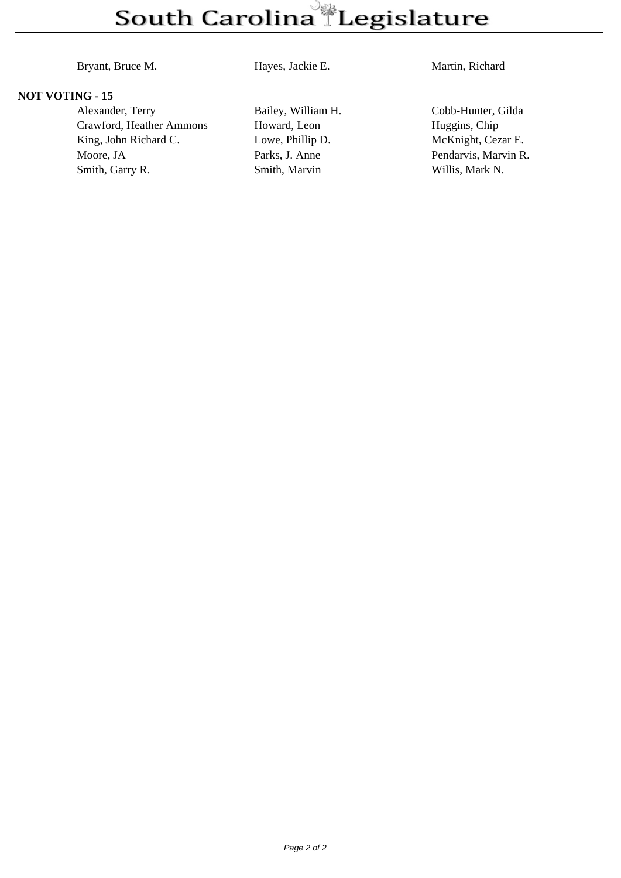| | | |
|---|---|---|
| Bryant, Bruce M. | Hayes, Jackie E. | Martin, Richard |

**NOT VOTING - 15**

| | | |
|---|---|---|
| Alexander, Terry | Bailey, William H. | Cobb-Hunter, Gilda |
| Crawford, Heather Ammons | Howard, Leon | Huggins, Chip |
| King, John Richard C. | Lowe, Phillip D. | McKnight, Cezar E. |
| Moore, JA | Parks, J. Anne | Pendarvis, Marvin R. |
| Smith, Garry R. | Smith, Marvin | Willis, Mark N. |